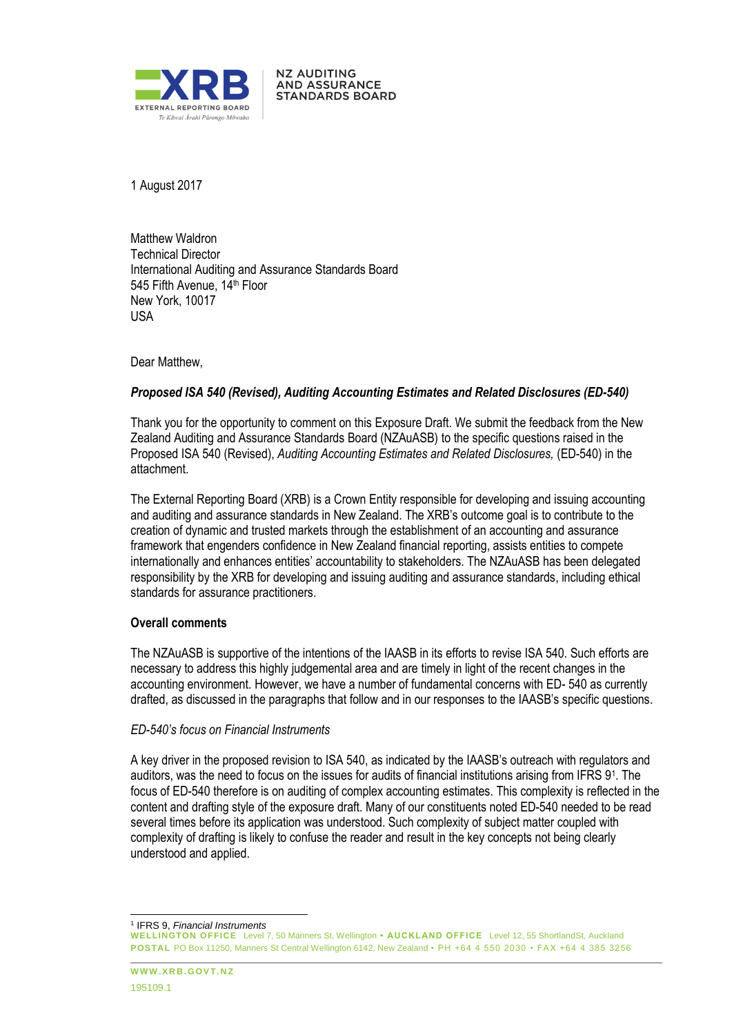**NZ AUDITING AND ASSURANCE STANDARDS BOARD**

1 August 2017

Matthew Waldron
Technical Director
International Auditing and Assurance Standards Board
545 Fifth Avenue, 14th Floor
New York, 10017
USA

Dear Matthew,

***Proposed ISA 540 (Revised), Auditing Accounting Estimates and Related Disclosures (ED-540)***

Thank you for the opportunity to comment on this Exposure Draft. We submit the feedback from the New Zealand Auditing and Assurance Standards Board (NZAuASB) to the specific questions raised in the Proposed ISA 540 (Revised), *Auditing Accounting Estimates and Related Disclosures,* (ED-540) in the attachment.

The External Reporting Board (XRB) is a Crown Entity responsible for developing and issuing accounting and auditing and assurance standards in New Zealand. The XRB's outcome goal is to contribute to the creation of dynamic and trusted markets through the establishment of an accounting and assurance framework that engenders confidence in New Zealand financial reporting, assists entities to compete internationally and enhances entities' accountability to stakeholders. The NZAuASB has been delegated responsibility by the XRB for developing and issuing auditing and assurance standards, including ethical standards for assurance practitioners.

**Overall comments**

The NZAuASB is supportive of the intentions of the IAASB in its efforts to revise ISA 540. Such efforts are necessary to address this highly judgemental area and are timely in light of the recent changes in the accounting environment. However, we have a number of fundamental concerns with ED- 540 as currently drafted, as discussed in the paragraphs that follow and in our responses to the IAASB's specific questions.

*ED-540's focus on Financial Instruments*

A key driver in the proposed revision to ISA 540, as indicated by the IAASB's outreach with regulators and auditors, was the need to focus on the issues for audits of financial institutions arising from IFRS 9[1]. The focus of ED-540 therefore is on auditing of complex accounting estimates. This complexity is reflected in the content and drafting style of the exposure draft. Many of our constituents noted ED-540 needed to be read several times before its application was understood. Such complexity of subject matter coupled with complexity of drafting is likely to confuse the reader and result in the key concepts not being clearly understood and applied.

[1] IFRS 9, *Financial Instruments*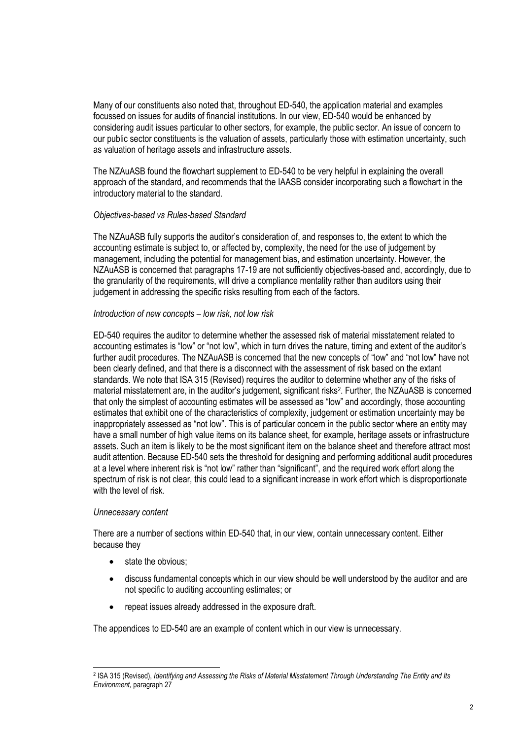Many of our constituents also noted that, throughout ED-540, the application material and examples focussed on issues for audits of financial institutions. In our view, ED-540 would be enhanced by considering audit issues particular to other sectors, for example, the public sector. An issue of concern to our public sector constituents is the valuation of assets, particularly those with estimation uncertainty, such as valuation of heritage assets and infrastructure assets.

The NZAuASB found the flowchart supplement to ED-540 to be very helpful in explaining the overall approach of the standard, and recommends that the IAASB consider incorporating such a flowchart in the introductory material to the standard.

*Objectives-based vs Rules-based Standard*

The NZAuASB fully supports the auditor's consideration of, and responses to, the extent to which the accounting estimate is subject to, or affected by, complexity, the need for the use of judgement by management, including the potential for management bias, and estimation uncertainty. However, the NZAuASB is concerned that paragraphs 17-19 are not sufficiently objectives-based and, accordingly, due to the granularity of the requirements, will drive a compliance mentality rather than auditors using their judgement in addressing the specific risks resulting from each of the factors.

*Introduction of new concepts – low risk, not low risk*

ED-540 requires the auditor to determine whether the assessed risk of material misstatement related to accounting estimates is "low" or "not low", which in turn drives the nature, timing and extent of the auditor's further audit procedures. The NZAuASB is concerned that the new concepts of "low" and "not low" have not been clearly defined, and that there is a disconnect with the assessment of risk based on the extant standards. We note that ISA 315 (Revised) requires the auditor to determine whether any of the risks of material misstatement are, in the auditor's judgement, significant risks[2]. Further, the NZAuASB is concerned that only the simplest of accounting estimates will be assessed as "low" and accordingly, those accounting estimates that exhibit one of the characteristics of complexity, judgement or estimation uncertainty may be inappropriately assessed as "not low". This is of particular concern in the public sector where an entity may have a small number of high value items on its balance sheet, for example, heritage assets or infrastructure assets. Such an item is likely to be the most significant item on the balance sheet and therefore attract most audit attention. Because ED-540 sets the threshold for designing and performing additional audit procedures at a level where inherent risk is "not low" rather than "significant", and the required work effort along the spectrum of risk is not clear, this could lead to a significant increase in work effort which is disproportionate with the level of risk.

*Unnecessary content*

There are a number of sections within ED-540 that, in our view, contain unnecessary content. Either because they

- state the obvious;
- discuss fundamental concepts which in our view should be well understood by the auditor and are not specific to auditing accounting estimates; or
- repeat issues already addressed in the exposure draft.

The appendices to ED-540 are an example of content which in our view is unnecessary.

---

[2] ISA 315 (Revised), *Identifying and Assessing the Risks of Material Misstatement Through Understanding The Entity and Its Environment,* paragraph 27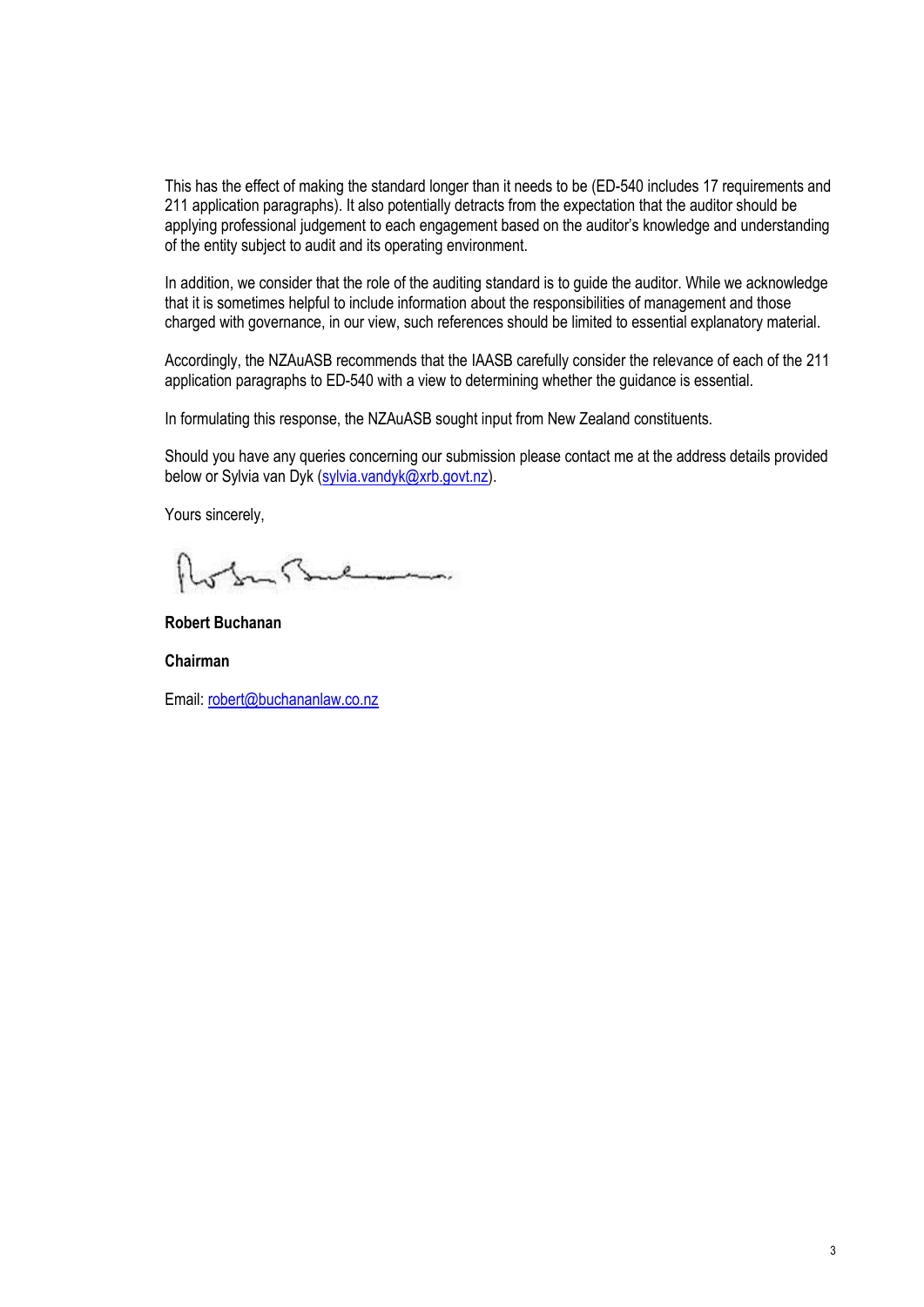This has the effect of making the standard longer than it needs to be (ED-540 includes 17 requirements and 211 application paragraphs). It also potentially detracts from the expectation that the auditor should be applying professional judgement to each engagement based on the auditor's knowledge and understanding of the entity subject to audit and its operating environment.

In addition, we consider that the role of the auditing standard is to guide the auditor. While we acknowledge that it is sometimes helpful to include information about the responsibilities of management and those charged with governance, in our view, such references should be limited to essential explanatory material.

Accordingly, the NZAuASB recommends that the IAASB carefully consider the relevance of each of the 211 application paragraphs to ED-540 with a view to determining whether the guidance is essential.

In formulating this response, the NZAuASB sought input from New Zealand constituents.

Should you have any queries concerning our submission please contact me at the address details provided below or Sylvia van Dyk (sylvia.vandyk@xrb.govt.nz).

Yours sincerely,

**Robert Buchanan**

**Chairman**

Email: robert@buchananlaw.co.nz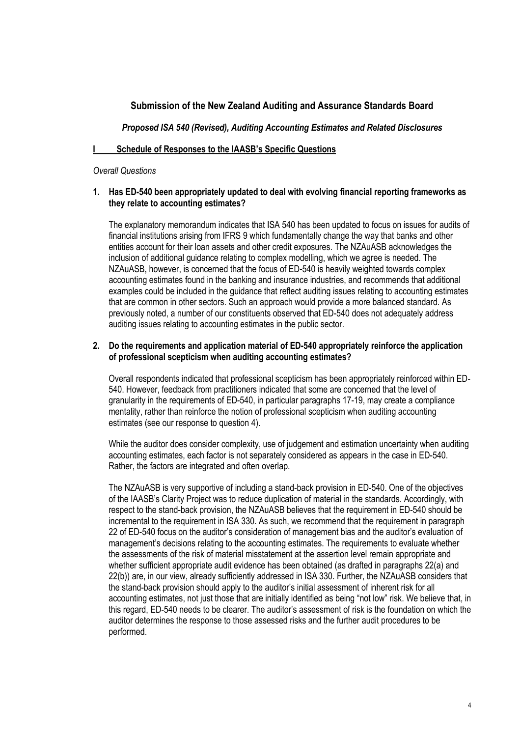## Submission of the New Zealand Auditing and Assurance Standards Board

### *Proposed ISA 540 (Revised), Auditing Accounting Estimates and Related Disclosures*

### I Schedule of Responses to the IAASB's Specific Questions

*Overall Questions*

**1. Has ED-540 been appropriately updated to deal with evolving financial reporting frameworks as they relate to accounting estimates?**

The explanatory memorandum indicates that ISA 540 has been updated to focus on issues for audits of financial institutions arising from IFRS 9 which fundamentally change the way that banks and other entities account for their loan assets and other credit exposures. The NZAuASB acknowledges the inclusion of additional guidance relating to complex modelling, which we agree is needed. The NZAuASB, however, is concerned that the focus of ED-540 is heavily weighted towards complex accounting estimates found in the banking and insurance industries, and recommends that additional examples could be included in the guidance that reflect auditing issues relating to accounting estimates that are common in other sectors. Such an approach would provide a more balanced standard. As previously noted, a number of our constituents observed that ED-540 does not adequately address auditing issues relating to accounting estimates in the public sector.

**2. Do the requirements and application material of ED-540 appropriately reinforce the application of professional scepticism when auditing accounting estimates?**

Overall respondents indicated that professional scepticism has been appropriately reinforced within ED-540. However, feedback from practitioners indicated that some are concerned that the level of granularity in the requirements of ED-540, in particular paragraphs 17-19, may create a compliance mentality, rather than reinforce the notion of professional scepticism when auditing accounting estimates (see our response to question 4).

While the auditor does consider complexity, use of judgement and estimation uncertainty when auditing accounting estimates, each factor is not separately considered as appears in the case in ED-540. Rather, the factors are integrated and often overlap.

The NZAuASB is very supportive of including a stand-back provision in ED-540. One of the objectives of the IAASB's Clarity Project was to reduce duplication of material in the standards. Accordingly, with respect to the stand-back provision, the NZAuASB believes that the requirement in ED-540 should be incremental to the requirement in ISA 330. As such, we recommend that the requirement in paragraph 22 of ED-540 focus on the auditor's consideration of management bias and the auditor's evaluation of management's decisions relating to the accounting estimates. The requirements to evaluate whether the assessments of the risk of material misstatement at the assertion level remain appropriate and whether sufficient appropriate audit evidence has been obtained (as drafted in paragraphs 22(a) and 22(b)) are, in our view, already sufficiently addressed in ISA 330. Further, the NZAuASB considers that the stand-back provision should apply to the auditor's initial assessment of inherent risk for all accounting estimates, not just those that are initially identified as being "not low" risk. We believe that, in this regard, ED-540 needs to be clearer. The auditor's assessment of risk is the foundation on which the auditor determines the response to those assessed risks and the further audit procedures to be performed.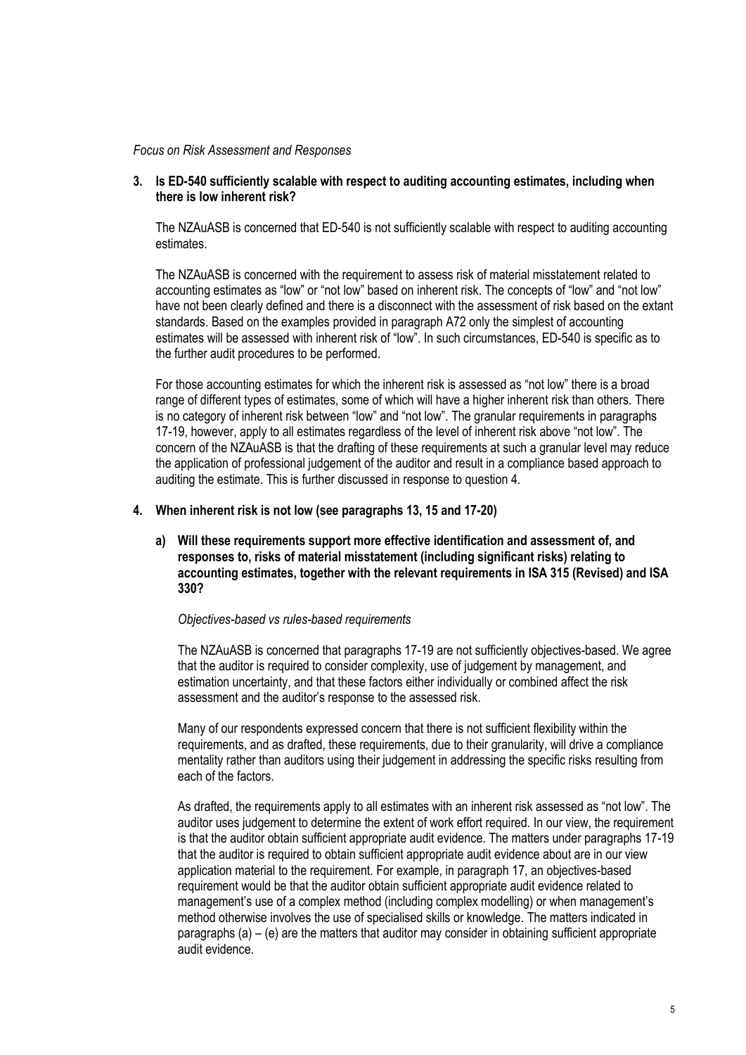*Focus on Risk Assessment and Responses*

**3. Is ED-540 sufficiently scalable with respect to auditing accounting estimates, including when there is low inherent risk?**

The NZAuASB is concerned that ED-540 is not sufficiently scalable with respect to auditing accounting estimates.

The NZAuASB is concerned with the requirement to assess risk of material misstatement related to accounting estimates as "low" or "not low" based on inherent risk. The concepts of "low" and "not low" have not been clearly defined and there is a disconnect with the assessment of risk based on the extant standards. Based on the examples provided in paragraph A72 only the simplest of accounting estimates will be assessed with inherent risk of "low". In such circumstances, ED-540 is specific as to the further audit procedures to be performed.

For those accounting estimates for which the inherent risk is assessed as "not low" there is a broad range of different types of estimates, some of which will have a higher inherent risk than others. There is no category of inherent risk between "low" and "not low". The granular requirements in paragraphs 17-19, however, apply to all estimates regardless of the level of inherent risk above "not low". The concern of the NZAuASB is that the drafting of these requirements at such a granular level may reduce the application of professional judgement of the auditor and result in a compliance based approach to auditing the estimate. This is further discussed in response to question 4.

**4. When inherent risk is not low (see paragraphs 13, 15 and 17-20)**

**a) Will these requirements support more effective identification and assessment of, and responses to, risks of material misstatement (including significant risks) relating to accounting estimates, together with the relevant requirements in ISA 315 (Revised) and ISA 330?**

*Objectives-based vs rules-based requirements*

The NZAuASB is concerned that paragraphs 17-19 are not sufficiently objectives-based. We agree that the auditor is required to consider complexity, use of judgement by management, and estimation uncertainty, and that these factors either individually or combined affect the risk assessment and the auditor's response to the assessed risk.

Many of our respondents expressed concern that there is not sufficient flexibility within the requirements, and as drafted, these requirements, due to their granularity, will drive a compliance mentality rather than auditors using their judgement in addressing the specific risks resulting from each of the factors.

As drafted, the requirements apply to all estimates with an inherent risk assessed as "not low". The auditor uses judgement to determine the extent of work effort required. In our view, the requirement is that the auditor obtain sufficient appropriate audit evidence. The matters under paragraphs 17-19 that the auditor is required to obtain sufficient appropriate audit evidence about are in our view application material to the requirement. For example, in paragraph 17, an objectives-based requirement would be that the auditor obtain sufficient appropriate audit evidence related to management's use of a complex method (including complex modelling) or when management's method otherwise involves the use of specialised skills or knowledge. The matters indicated in paragraphs (a) – (e) are the matters that auditor may consider in obtaining sufficient appropriate audit evidence.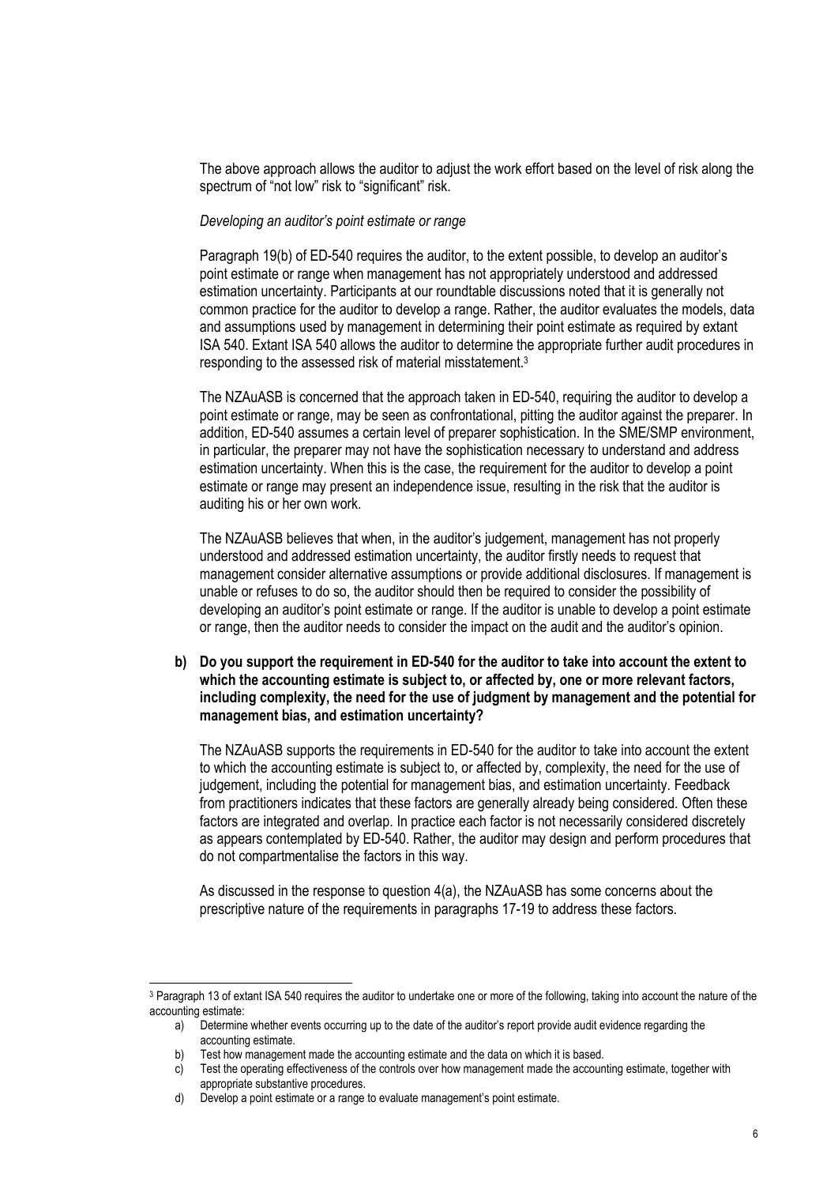The above approach allows the auditor to adjust the work effort based on the level of risk along the spectrum of "not low" risk to "significant" risk.

*Developing an auditor's point estimate or range*

Paragraph 19(b) of ED-540 requires the auditor, to the extent possible, to develop an auditor's point estimate or range when management has not appropriately understood and addressed estimation uncertainty. Participants at our roundtable discussions noted that it is generally not common practice for the auditor to develop a range. Rather, the auditor evaluates the models, data and assumptions used by management in determining their point estimate as required by extant ISA 540. Extant ISA 540 allows the auditor to determine the appropriate further audit procedures in responding to the assessed risk of material misstatement.[3]

The NZAuASB is concerned that the approach taken in ED-540, requiring the auditor to develop a point estimate or range, may be seen as confrontational, pitting the auditor against the preparer. In addition, ED-540 assumes a certain level of preparer sophistication. In the SME/SMP environment, in particular, the preparer may not have the sophistication necessary to understand and address estimation uncertainty. When this is the case, the requirement for the auditor to develop a point estimate or range may present an independence issue, resulting in the risk that the auditor is auditing his or her own work.

The NZAuASB believes that when, in the auditor's judgement, management has not properly understood and addressed estimation uncertainty, the auditor firstly needs to request that management consider alternative assumptions or provide additional disclosures. If management is unable or refuses to do so, the auditor should then be required to consider the possibility of developing an auditor's point estimate or range. If the auditor is unable to develop a point estimate or range, then the auditor needs to consider the impact on the audit and the auditor's opinion.

**b) Do you support the requirement in ED-540 for the auditor to take into account the extent to which the accounting estimate is subject to, or affected by, one or more relevant factors, including complexity, the need for the use of judgment by management and the potential for management bias, and estimation uncertainty?**

The NZAuASB supports the requirements in ED-540 for the auditor to take into account the extent to which the accounting estimate is subject to, or affected by, complexity, the need for the use of judgement, including the potential for management bias, and estimation uncertainty. Feedback from practitioners indicates that these factors are generally already being considered. Often these factors are integrated and overlap. In practice each factor is not necessarily considered discretely as appears contemplated by ED-540. Rather, the auditor may design and perform procedures that do not compartmentalise the factors in this way.

As discussed in the response to question 4(a), the NZAuASB has some concerns about the prescriptive nature of the requirements in paragraphs 17-19 to address these factors.

---

[3] Paragraph 13 of extant ISA 540 requires the auditor to undertake one or more of the following, taking into account the nature of the accounting estimate:

a) Determine whether events occurring up to the date of the auditor's report provide audit evidence regarding the accounting estimate.
b) Test how management made the accounting estimate and the data on which it is based.
c) Test the operating effectiveness of the controls over how management made the accounting estimate, together with appropriate substantive procedures.
d) Develop a point estimate or a range to evaluate management's point estimate.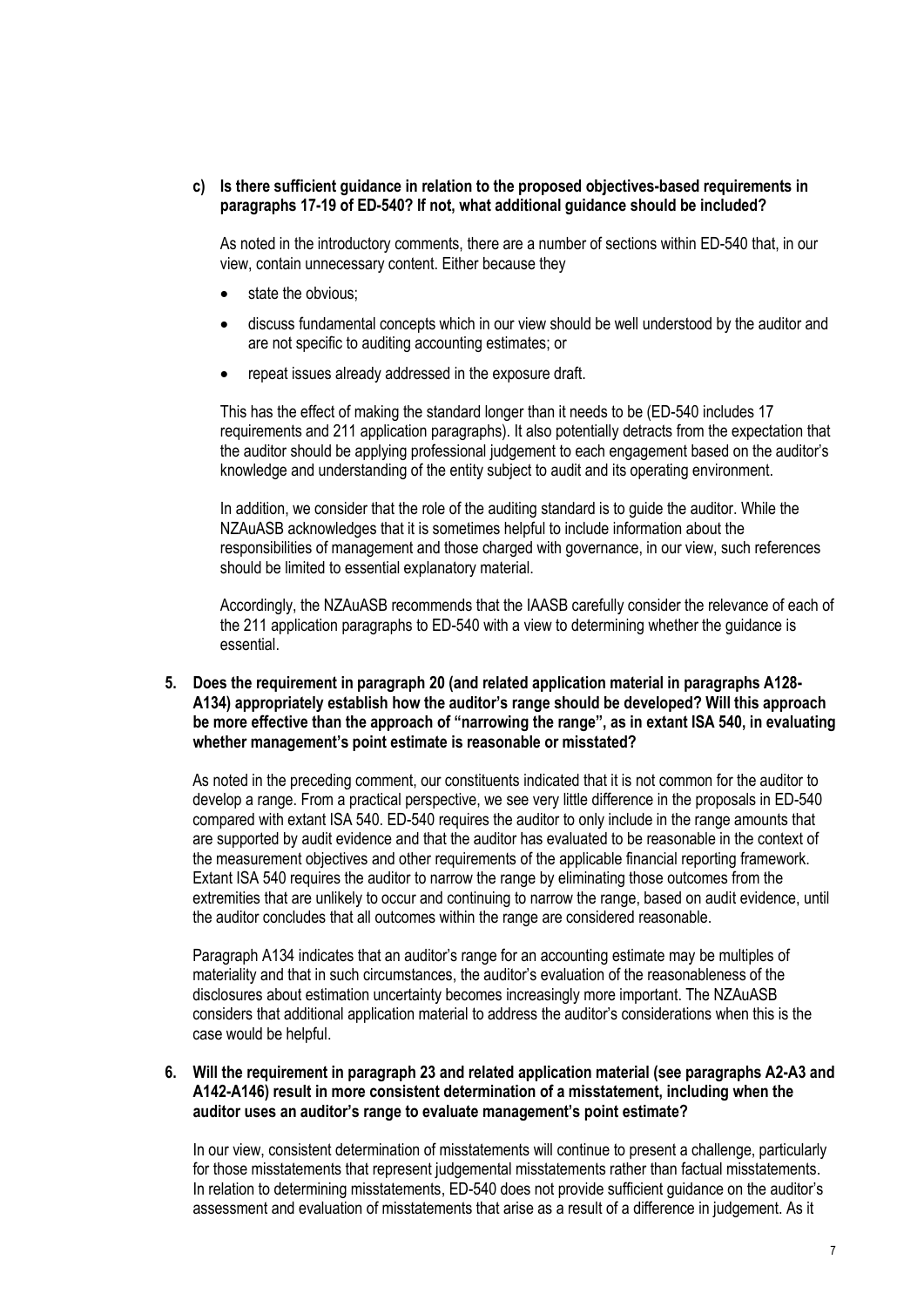**c) Is there sufficient guidance in relation to the proposed objectives-based requirements in paragraphs 17-19 of ED-540? If not, what additional guidance should be included?**

As noted in the introductory comments, there are a number of sections within ED-540 that, in our view, contain unnecessary content. Either because they

- state the obvious;
- discuss fundamental concepts which in our view should be well understood by the auditor and are not specific to auditing accounting estimates; or
- repeat issues already addressed in the exposure draft.

This has the effect of making the standard longer than it needs to be (ED-540 includes 17 requirements and 211 application paragraphs). It also potentially detracts from the expectation that the auditor should be applying professional judgement to each engagement based on the auditor's knowledge and understanding of the entity subject to audit and its operating environment.

In addition, we consider that the role of the auditing standard is to guide the auditor. While the NZAuASB acknowledges that it is sometimes helpful to include information about the responsibilities of management and those charged with governance, in our view, such references should be limited to essential explanatory material.

Accordingly, the NZAuASB recommends that the IAASB carefully consider the relevance of each of the 211 application paragraphs to ED-540 with a view to determining whether the guidance is essential.

**5. Does the requirement in paragraph 20 (and related application material in paragraphs A128-A134) appropriately establish how the auditor's range should be developed? Will this approach be more effective than the approach of "narrowing the range", as in extant ISA 540, in evaluating whether management's point estimate is reasonable or misstated?**

As noted in the preceding comment, our constituents indicated that it is not common for the auditor to develop a range. From a practical perspective, we see very little difference in the proposals in ED-540 compared with extant ISA 540. ED-540 requires the auditor to only include in the range amounts that are supported by audit evidence and that the auditor has evaluated to be reasonable in the context of the measurement objectives and other requirements of the applicable financial reporting framework. Extant ISA 540 requires the auditor to narrow the range by eliminating those outcomes from the extremities that are unlikely to occur and continuing to narrow the range, based on audit evidence, until the auditor concludes that all outcomes within the range are considered reasonable.

Paragraph A134 indicates that an auditor's range for an accounting estimate may be multiples of materiality and that in such circumstances, the auditor's evaluation of the reasonableness of the disclosures about estimation uncertainty becomes increasingly more important. The NZAuASB considers that additional application material to address the auditor's considerations when this is the case would be helpful.

**6. Will the requirement in paragraph 23 and related application material (see paragraphs A2-A3 and A142-A146) result in more consistent determination of a misstatement, including when the auditor uses an auditor's range to evaluate management's point estimate?**

In our view, consistent determination of misstatements will continue to present a challenge, particularly for those misstatements that represent judgemental misstatements rather than factual misstatements. In relation to determining misstatements, ED-540 does not provide sufficient guidance on the auditor's assessment and evaluation of misstatements that arise as a result of a difference in judgement. As it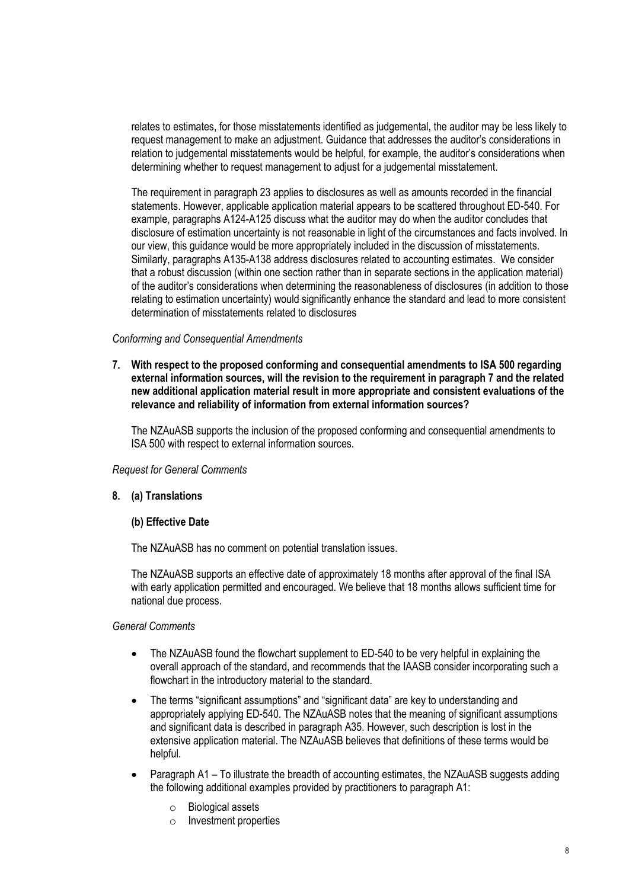relates to estimates, for those misstatements identified as judgemental, the auditor may be less likely to request management to make an adjustment. Guidance that addresses the auditor's considerations in relation to judgemental misstatements would be helpful, for example, the auditor's considerations when determining whether to request management to adjust for a judgemental misstatement.

The requirement in paragraph 23 applies to disclosures as well as amounts recorded in the financial statements. However, applicable application material appears to be scattered throughout ED-540. For example, paragraphs A124-A125 discuss what the auditor may do when the auditor concludes that disclosure of estimation uncertainty is not reasonable in light of the circumstances and facts involved. In our view, this guidance would be more appropriately included in the discussion of misstatements. Similarly, paragraphs A135-A138 address disclosures related to accounting estimates. We consider that a robust discussion (within one section rather than in separate sections in the application material) of the auditor's considerations when determining the reasonableness of disclosures (in addition to those relating to estimation uncertainty) would significantly enhance the standard and lead to more consistent determination of misstatements related to disclosures

*Conforming and Consequential Amendments*

**7. With respect to the proposed conforming and consequential amendments to ISA 500 regarding external information sources, will the revision to the requirement in paragraph 7 and the related new additional application material result in more appropriate and consistent evaluations of the relevance and reliability of information from external information sources?**

The NZAuASB supports the inclusion of the proposed conforming and consequential amendments to ISA 500 with respect to external information sources.

*Request for General Comments*

**8. (a) Translations**

**(b) Effective Date**

The NZAuASB has no comment on potential translation issues.

The NZAuASB supports an effective date of approximately 18 months after approval of the final ISA with early application permitted and encouraged. We believe that 18 months allows sufficient time for national due process.

*General Comments*

- The NZAuASB found the flowchart supplement to ED-540 to be very helpful in explaining the overall approach of the standard, and recommends that the IAASB consider incorporating such a flowchart in the introductory material to the standard.
- The terms "significant assumptions" and "significant data" are key to understanding and appropriately applying ED-540. The NZAuASB notes that the meaning of significant assumptions and significant data is described in paragraph A35. However, such description is lost in the extensive application material. The NZAuASB believes that definitions of these terms would be helpful.
- Paragraph A1 – To illustrate the breadth of accounting estimates, the NZAuASB suggests adding the following additional examples provided by practitioners to paragraph A1:
  - Biological assets
  - Investment properties